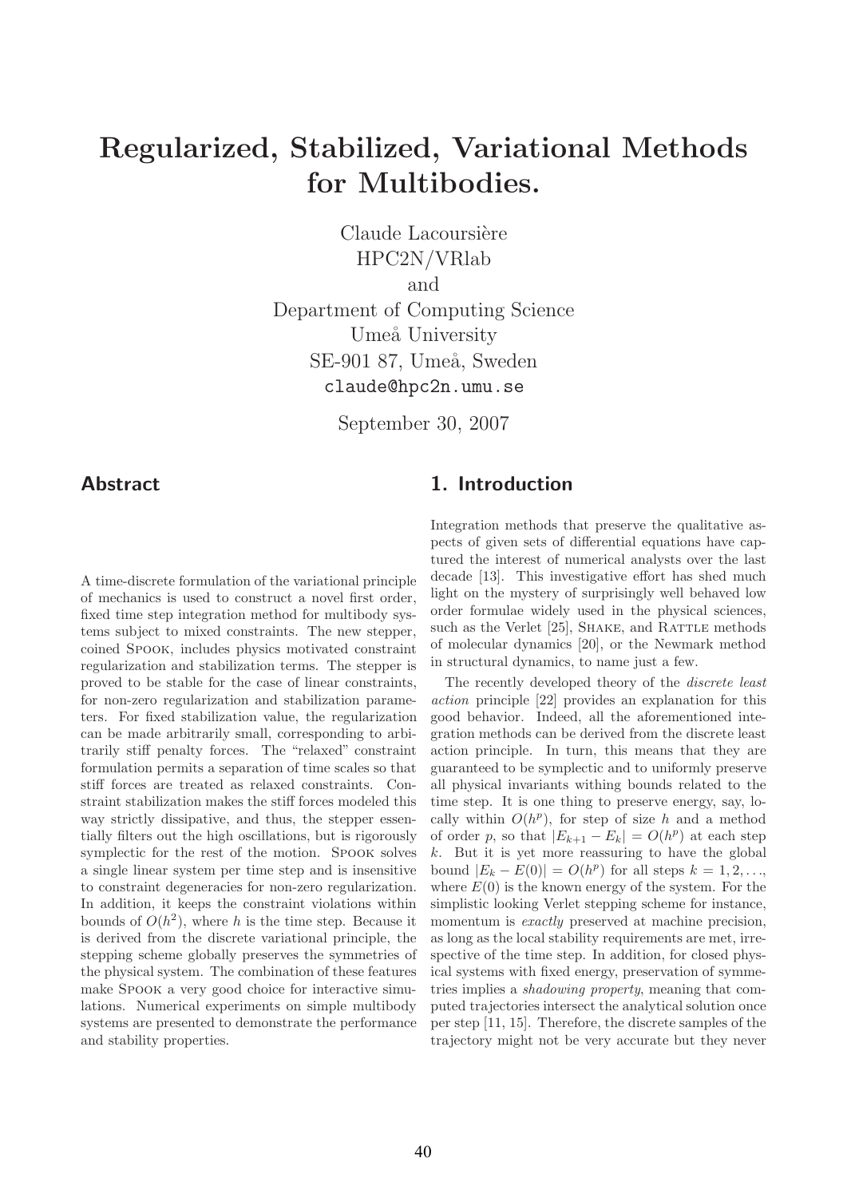# Regularized, Stabilized, Variational Methods for Multibodies.

Claude Lacoursière
HPC2N/VRlab
and
Department of Computing Science
Umeå University
SE-901 87, Umeå, Sweden
claude@hpc2n.umu.se

September 30, 2007

## Abstract

A time-discrete formulation of the variational principle of mechanics is used to construct a novel first order, fixed time step integration method for multibody systems subject to mixed constraints. The new stepper, coined Spook, includes physics motivated constraint regularization and stabilization terms. The stepper is proved to be stable for the case of linear constraints, for non-zero regularization and stabilization parameters. For fixed stabilization value, the regularization can be made arbitrarily small, corresponding to arbitrarily stiff penalty forces. The "relaxed" constraint formulation permits a separation of time scales so that stiff forces are treated as relaxed constraints. Constraint stabilization makes the stiff forces modeled this way strictly dissipative, and thus, the stepper essentially filters out the high oscillations, but is rigorously symplectic for the rest of the motion. Spook solves a single linear system per time step and is insensitive to constraint degeneracies for non-zero regularization. In addition, it keeps the constraint violations within bounds of $O(h^2)$, where $h$ is the time step. Because it is derived from the discrete variational principle, the stepping scheme globally preserves the symmetries of the physical system. The combination of these features make Spook a very good choice for interactive simulations. Numerical experiments on simple multibody systems are presented to demonstrate the performance and stability properties.

## 1. Introduction

Integration methods that preserve the qualitative aspects of given sets of differential equations have captured the interest of numerical analysts over the last decade [13]. This investigative effort has shed much light on the mystery of surprisingly well behaved low order formulae widely used in the physical sciences, such as the Verlet [25], Shake, and Rattle methods of molecular dynamics [20], or the Newmark method in structural dynamics, to name just a few.

The recently developed theory of the *discrete least action* principle [22] provides an explanation for this good behavior. Indeed, all the aforementioned integration methods can be derived from the discrete least action principle. In turn, this means that they are guaranteed to be symplectic and to uniformly preserve all physical invariants withing bounds related to the time step. It is one thing to preserve energy, say, locally within $O(h^p)$, for step of size $h$ and a method of order $p$, so that $|E_{k+1} - E_k| = O(h^p)$ at each step $k$. But it is yet more reassuring to have the global bound $|E_k - E(0)| = O(h^p)$ for all steps $k = 1, 2, \ldots$, where $E(0)$ is the known energy of the system. For the simplistic looking Verlet stepping scheme for instance, momentum is *exactly* preserved at machine precision, as long as the local stability requirements are met, irrespective of the time step. In addition, for closed physical systems with fixed energy, preservation of symmetries implies a *shadowing property*, meaning that computed trajectories intersect the analytical solution once per step [11, 15]. Therefore, the discrete samples of the trajectory might not be very accurate but they never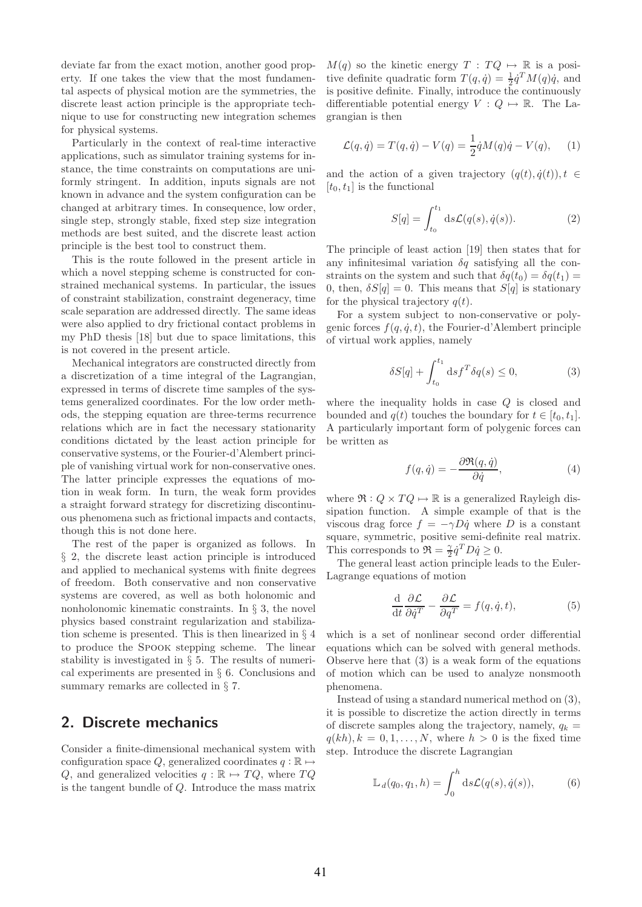deviate far from the exact motion, another good property. If one takes the view that the most fundamental aspects of physical motion are the symmetries, the discrete least action principle is the appropriate technique to use for constructing new integration schemes for physical systems.

Particularly in the context of real-time interactive applications, such as simulator training systems for instance, the time constraints on computations are uniformly stringent. In addition, inputs signals are not known in advance and the system configuration can be changed at arbitrary times. In consequence, low order, single step, strongly stable, fixed step size integration methods are best suited, and the discrete least action principle is the best tool to construct them.

This is the route followed in the present article in which a novel stepping scheme is constructed for constrained mechanical systems. In particular, the issues of constraint stabilization, constraint degeneracy, time scale separation are addressed directly. The same ideas were also applied to dry frictional contact problems in my PhD thesis [18] but due to space limitations, this is not covered in the present article.

Mechanical integrators are constructed directly from a discretization of a time integral of the Lagrangian, expressed in terms of discrete time samples of the systems generalized coordinates. For the low order methods, the stepping equation are three-terms recurrence relations which are in fact the necessary stationarity conditions dictated by the least action principle for conservative systems, or the Fourier-d'Alembert principle of vanishing virtual work for non-conservative ones. The latter principle expresses the equations of motion in weak form. In turn, the weak form provides a straight forward strategy for discretizing discontinuous phenomena such as frictional impacts and contacts, though this is not done here.

The rest of the paper is organized as follows. In § 2, the discrete least action principle is introduced and applied to mechanical systems with finite degrees of freedom. Both conservative and non conservative systems are covered, as well as both holonomic and nonholonomic kinematic constraints. In § 3, the novel physics based constraint regularization and stabilization scheme is presented. This is then linearized in § 4 to produce the SPOOK stepping scheme. The linear stability is investigated in § 5. The results of numerical experiments are presented in § 6. Conclusions and summary remarks are collected in § 7.

## 2. Discrete mechanics

Consider a finite-dimensional mechanical system with configuration space $Q$, generalized coordinates $q : \mathbb{R} \mapsto Q$, and generalized velocities $q : \mathbb{R} \mapsto TQ$, where $TQ$ is the tangent bundle of $Q$. Introduce the mass matrix $M(q)$ so the kinetic energy $T : TQ \mapsto \mathbb{R}$ is a positive definite quadratic form $T(q, \dot{q}) = \frac{1}{2}\dot{q}^T M(q)\dot{q}$, and is positive definite. Finally, introduce the continuously differentiable potential energy $V : Q \mapsto \mathbb{R}$. The Lagrangian is then

$$\mathcal{L}(q, \dot{q}) = T(q, \dot{q}) - V(q) = \frac{1}{2}\dot{q}M(q)\dot{q} - V(q), \quad (1)$$

and the action of a given trajectory $(q(t), \dot{q}(t)), t \in [t_0, t_1]$ is the functional

$$S[q] = \int_{t_0}^{t_1} \mathrm{d}s \mathcal{L}(q(s), \dot{q}(s)). \quad (2)$$

The principle of least action [19] then states that for any infinitesimal variation $\delta q$ satisfying all the constraints on the system and such that $\delta q(t_0) = \delta q(t_1) = 0$, then, $\delta S[q] = 0$. This means that $S[q]$ is stationary for the physical trajectory $q(t)$.

For a system subject to non-conservative or polygenic forces $f(q, \dot{q}, t)$, the Fourier-d'Alembert principle of virtual work applies, namely

$$\delta S[q] + \int_{t_0}^{t_1} \mathrm{d}s f^T \delta q(s) \leq 0, \quad (3)$$

where the inequality holds in case $Q$ is closed and bounded and $q(t)$ touches the boundary for $t \in [t_0, t_1]$. A particularly important form of polygenic forces can be written as

$$f(q, \dot{q}) = -\frac{\partial \mathfrak{R}(q, \dot{q})}{\partial \dot{q}}, \quad (4)$$

where $\mathfrak{R} : Q \times TQ \mapsto \mathbb{R}$ is a generalized Rayleigh dissipation function. A simple example of that is the viscous drag force $f = -\gamma D\dot{q}$ where $D$ is a constant square, symmetric, positive semi-definite real matrix. This corresponds to $\mathfrak{R} = \frac{\gamma}{2}\dot{q}^T D\dot{q} \geq 0$.

The general least action principle leads to the Euler-Lagrange equations of motion

$$\frac{\mathrm{d}}{\mathrm{d}t}\frac{\partial \mathcal{L}}{\partial \dot{q}^T} - \frac{\partial \mathcal{L}}{\partial q^T} = f(q, \dot{q}, t), \quad (5)$$

which is a set of nonlinear second order differential equations which can be solved with general methods. Observe here that (3) is a weak form of the equations of motion which can be used to analyze nonsmooth phenomena.

Instead of using a standard numerical method on (3), it is possible to discretize the action directly in terms of discrete samples along the trajectory, namely, $q_k = q(kh), k = 0, 1, \ldots, N$, where $h > 0$ is the fixed time step. Introduce the discrete Lagrangian

$$\mathbb{L}_d(q_0, q_1, h) = \int_0^h \mathrm{d}s \mathcal{L}(q(s), \dot{q}(s)), \quad (6)$$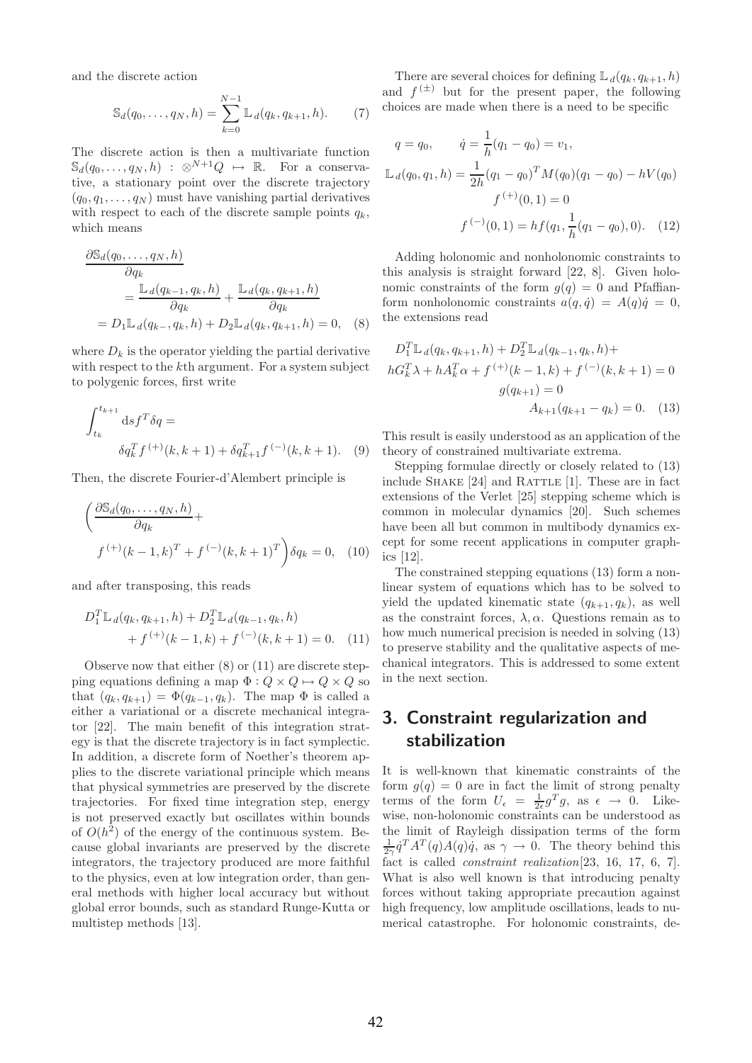and the discrete action

$$\mathbb{S}_d(q_0, \ldots, q_N, h) = \sum_{k=0}^{N-1} \mathbb{L}_d(q_k, q_{k+1}, h). \quad (7)$$

The discrete action is then a multivariate function $\mathbb{S}_d(q_0, \ldots, q_N, h) : \otimes^{N+1} Q \mapsto \mathbb{R}$. For a conservative, a stationary point over the discrete trajectory $(q_0, q_1, \ldots, q_N)$ must have vanishing partial derivatives with respect to each of the discrete sample points $q_k$, which means

$$\begin{aligned}
&\frac{\partial \mathbb{S}_d(q_0, \ldots, q_N, h)}{\partial q_k} \\
&\quad = \frac{\mathbb{L}_d(q_{k-1}, q_k, h)}{\partial q_k} + \frac{\mathbb{L}_d(q_k, q_{k+1}, h)}{\partial q_k} \\
&= D_1 \mathbb{L}_d(q_{k-}, q_k, h) + D_2 \mathbb{L}_d(q_k, q_{k+1}, h) = 0, \quad (8)
\end{aligned}$$

where $D_k$ is the operator yielding the partial derivative with respect to the $k$th argument. For a system subject to polygenic forces, first write

$$\int_{t_k}^{t_{k+1}} \mathrm{d}s f^T \delta q = \delta q_k^T f^{(+)}(k, k+1) + \delta q_{k+1}^T f^{(-)}(k, k+1). \quad (9)$$

Then, the discrete Fourier-d'Alembert principle is

$$\Big( \frac{\partial \mathbb{S}_d(q_0, \ldots, q_N, h)}{\partial q_k} + f^{(+)}(k-1, k)^T + f^{(-)}(k, k+1)^T \Big) \delta q_k = 0, \quad (10)$$

and after transposing, this reads

$$\begin{aligned}
D_1^T \mathbb{L}_d(q_k, q_{k+1}, h) + D_2^T \mathbb{L}_d(q_{k-1}, q_k, h) \\
+ f^{(+)}(k-1, k) + f^{(-)}(k, k+1) = 0. \quad (11)
\end{aligned}$$

Observe now that either (8) or (11) are discrete stepping equations defining a map $\Phi : Q \times Q \mapsto Q \times Q$ so that $(q_k, q_{k+1}) = \Phi(q_{k-1}, q_k)$. The map $\Phi$ is called a either a variational or a discrete mechanical integrator [22]. The main benefit of this integration strategy is that the discrete trajectory is in fact symplectic. In addition, a discrete form of Noether's theorem applies to the discrete variational principle which means that physical symmetries are preserved by the discrete trajectories. For fixed time integration step, energy is not preserved exactly but oscillates within bounds of $O(h^2)$ of the energy of the continuous system. Because global invariants are preserved by the discrete integrators, the trajectory produced are more faithful to the physics, even at low integration order, than general methods with higher local accuracy but without global error bounds, such as standard Runge-Kutta or multistep methods [13].

There are several choices for defining $\mathbb{L}_d(q_k, q_{k+1}, h)$ and $f^{(\pm)}$ but for the present paper, the following choices are made when there is a need to be specific

$$\begin{aligned}
q = q_0, \qquad \dot{q} = \frac{1}{h}(q_1 - q_0) = v_1, \\
\mathbb{L}_d(q_0, q_1, h) = \frac{1}{2h}(q_1 - q_0)^T M(q_0)(q_1 - q_0) - hV(q_0) \\
f^{(+)}(0, 1) = 0 \\
f^{(-)}(0, 1) = hf(q_1, \frac{1}{h}(q_1 - q_0), 0). \quad (12)
\end{aligned}$$

Adding holonomic and nonholonomic constraints to this analysis is straight forward [22, 8]. Given holonomic constraints of the form $g(q) = 0$ and Pfaffian-form nonholonomic constraints $a(q, \dot{q}) = A(q)\dot{q} = 0$, the extensions read

$$\begin{aligned}
D_1^T \mathbb{L}_d(q_k, q_{k+1}, h) + D_2^T \mathbb{L}_d(q_{k-1}, q_k, h) + \\
hG_k^T \lambda + hA_k^T \alpha + f^{(+)}(k-1, k) + f^{(-)}(k, k+1) = 0 \\
g(q_{k+1}) = 0 \\
A_{k+1}(q_{k+1} - q_k) = 0. \quad (13)
\end{aligned}$$

This result is easily understood as an application of the theory of constrained multivariate extrema.

Stepping formulae directly or closely related to (13) include SHAKE [24] and RATTLE [1]. These are in fact extensions of the Verlet [25] stepping scheme which is common in molecular dynamics [20]. Such schemes have been all but common in multibody dynamics except for some recent applications in computer graphics [12].

The constrained stepping equations (13) form a nonlinear system of equations which has to be solved to yield the updated kinematic state $(q_{k+1}, q_k)$, as well as the constraint forces, $\lambda, \alpha$. Questions remain as to how much numerical precision is needed in solving (13) to preserve stability and the qualitative aspects of mechanical integrators. This is addressed to some extent in the next section.

## 3. Constraint regularization and stabilization

It is well-known that kinematic constraints of the form $g(q) = 0$ are in fact the limit of strong penalty terms of the form $U_\epsilon = \frac{1}{2\epsilon} g^T g$, as $\epsilon \to 0$. Likewise, non-holonomic constraints can be understood as the limit of Rayleigh dissipation terms of the form $\frac{1}{2\gamma} \dot{q}^T A^T(q) A(q) \dot{q}$, as $\gamma \to 0$. The theory behind this fact is called *constraint realization*[23, 16, 17, 6, 7]. What is also well known is that introducing penalty forces without taking appropriate precaution against high frequency, low amplitude oscillations, leads to numerical catastrophe. For holonomic constraints, de-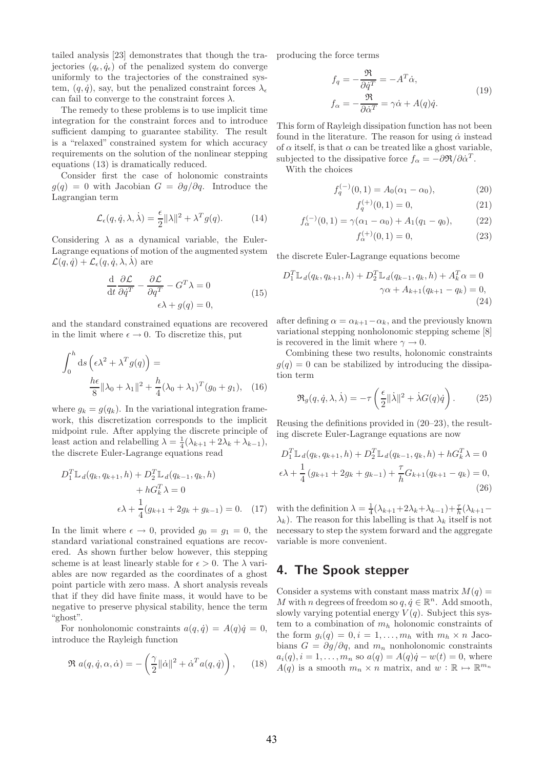tailed analysis [23] demonstrates that though the trajectories $(q_\epsilon, \dot{q}_\epsilon)$ of the penalized system do converge uniformly to the trajectories of the constrained system, $(q, \dot{q})$, say, but the penalized constraint forces $\lambda_\epsilon$ can fail to converge to the constraint forces $\lambda$.

The remedy to these problems is to use implicit time integration for the constraint forces and to introduce sufficient damping to guarantee stability. The result is a "relaxed" constrained system for which accuracy requirements on the solution of the nonlinear stepping equations (13) is dramatically reduced.

Consider first the case of holonomic constraints $g(q) = 0$ with Jacobian $G = \partial g/\partial q$. Introduce the Lagrangian term

$$\mathcal{L}_\epsilon(q, \dot{q}, \lambda, \dot{\lambda}) = \frac{\epsilon}{2}\|\lambda\|^2 + \lambda^T g(q). \tag{14}$$

Considering $\lambda$ as a dynamical variable, the Euler-Lagrange equations of motion of the augmented system $\mathcal{L}(q, \dot{q}) + \mathcal{L}_\epsilon(q, \dot{q}, \lambda, \dot{\lambda})$ are

$$\begin{aligned} \frac{\mathrm{d}}{\mathrm{d}t}\frac{\partial \mathcal{L}}{\partial \dot{q}^T} - \frac{\partial \mathcal{L}}{\partial q^T} - G^T\lambda = 0 \\ \epsilon\lambda + g(q) = 0, \end{aligned} \tag{15}$$

and the standard constrained equations are recovered in the limit where $\epsilon \to 0$. To discretize this, put

$$\int_0^h \mathrm{d}s \left(\epsilon\lambda^2 + \lambda^T g(q)\right) = \frac{h\epsilon}{8}\|\lambda_0 + \lambda_1\|^2 + \frac{h}{4}(\lambda_0 + \lambda_1)^T(g_0 + g_1), \tag{16}$$

where $g_k = g(q_k)$. In the variational integration framework, this discretization corresponds to the implicit midpoint rule. After applying the discrete principle of least action and relabelling $\lambda = \frac{1}{4}(\lambda_{k+1} + 2\lambda_k + \lambda_{k-1})$, the discrete Euler-Lagrange equations read

$$\begin{aligned} D_1^T\mathbb{L}_d(q_k, q_{k+1}, h) + D_2^T\mathbb{L}_d(q_{k-1}, q_k, h) \\ + hG_k^T\lambda = 0 \\ \epsilon\lambda + \frac{1}{4}(g_{k+1} + 2g_k + g_{k-1}) = 0. \end{aligned} \tag{17}$$

In the limit where $\epsilon \to 0$, provided $g_0 = g_1 = 0$, the standard variational constrained equations are recovered. As shown further below however, this stepping scheme is at least linearly stable for $\epsilon > 0$. The $\lambda$ variables are now regarded as the coordinates of a ghost point particle with zero mass. A short analysis reveals that if they did have finite mass, it would have to be negative to preserve physical stability, hence the term "ghost".

For nonholonomic constraints $a(q, \dot{q}) = A(q)\dot{q} = 0$, introduce the Rayleigh function

$$\mathfrak{R}\, a(q, \dot{q}, \alpha, \dot{\alpha}) = -\left(\frac{\gamma}{2}\|\dot{\alpha}\|^2 + \dot{\alpha}^T a(q, \dot{q})\right), \tag{18}$$

producing the force terms

$$\begin{aligned} f_q &= -\frac{\mathfrak{R}}{\partial \dot{q}^T} = -A^T\dot{\alpha}, \\ f_\alpha &= -\frac{\mathfrak{R}}{\partial \dot{\alpha}^T} = \gamma\dot{\alpha} + A(q)\dot{q}. \end{aligned} \tag{19}$$

This form of Rayleigh dissipation function has not been found in the literature. The reason for using $\dot{\alpha}$ instead of $\alpha$ itself, is that $\alpha$ can be treated like a ghost variable, subjected to the dissipative force $f_\alpha = -\partial\mathfrak{R}/\partial\dot{\alpha}^T$.

With the choices

$$f_q^{(-)}(0,1) = A_0(\alpha_1 - \alpha_0), \tag{20}$$

$$f_q^{(+)}(0,1) = 0, \tag{21}$$

$$f_\alpha^{(-)}(0,1) = \gamma(\alpha_1 - \alpha_0) + A_1(q_1 - q_0), \tag{22}$$

$$f_\alpha^{(+)}(0,1) = 0, \tag{23}$$

the discrete Euler-Lagrange equations become

$$\begin{aligned} D_1^T\mathbb{L}_d(q_k, q_{k+1}, h) + D_2^T\mathbb{L}_d(q_{k-1}, q_k, h) + A_k^T\alpha = 0 \\ \gamma\alpha + A_{k+1}(q_{k+1} - q_k) = 0, \end{aligned} \tag{24}$$

after defining $\alpha = \alpha_{k+1} - \alpha_k$, and the previously known variational stepping nonholonomic stepping scheme [8] is recovered in the limit where $\gamma \to 0$.

Combining these two results, holonomic constraints $g(q) = 0$ can be stabilized by introducing the dissipation term

$$\mathfrak{R}_g(q, \dot{q}, \lambda, \dot{\lambda}) = -\tau\left(\frac{\epsilon}{2}\|\dot{\lambda}\|^2 + \dot{\lambda}G(q)\dot{q}\right). \tag{25}$$

Reusing the definitions provided in (20–23), the resulting discrete Euler-Lagrange equations are now

$$\begin{aligned} D_1^T\mathbb{L}_d(q_k, q_{k+1}, h) + D_2^T\mathbb{L}_d(q_{k-1}, q_k, h) + hG_k^T\lambda = 0 \\ \epsilon\lambda + \frac{1}{4}\left(g_{k+1} + 2g_k + g_{k-1}\right) + \frac{\tau}{h}G_{k+1}(q_{k+1} - q_k) = 0, \end{aligned} \tag{26}$$

with the definition $\lambda = \frac{1}{4}(\lambda_{k+1} + 2\lambda_k + \lambda_{k-1}) + \frac{\tau}{h}(\lambda_{k+1} - \lambda_k)$. The reason for this labelling is that $\lambda_k$ itself is not necessary to step the system forward and the aggregate variable is more convenient.

## 4. The Spook stepper

Consider a systems with constant mass matrix $M(q) = M$ with $n$ degrees of freedom so $q, \dot{q} \in \mathbb{R}^n$. Add smooth, slowly varying potential energy $V(q)$. Subject this system to a combination of $m_h$ holonomic constraints of the form $g_i(q) = 0, i = 1, \ldots, m_h$ with $m_h \times n$ Jacobians $G = \partial g/\partial q$, and $m_n$ nonholonomic constraints $a_i(q), i = 1, \ldots, m_n$ so $a(q) = A(q)\dot{q} - w(t) = 0$, where $A(q)$ is a smooth $m_n \times n$ matrix, and $w : \mathbb{R} \mapsto \mathbb{R}^{m_n}$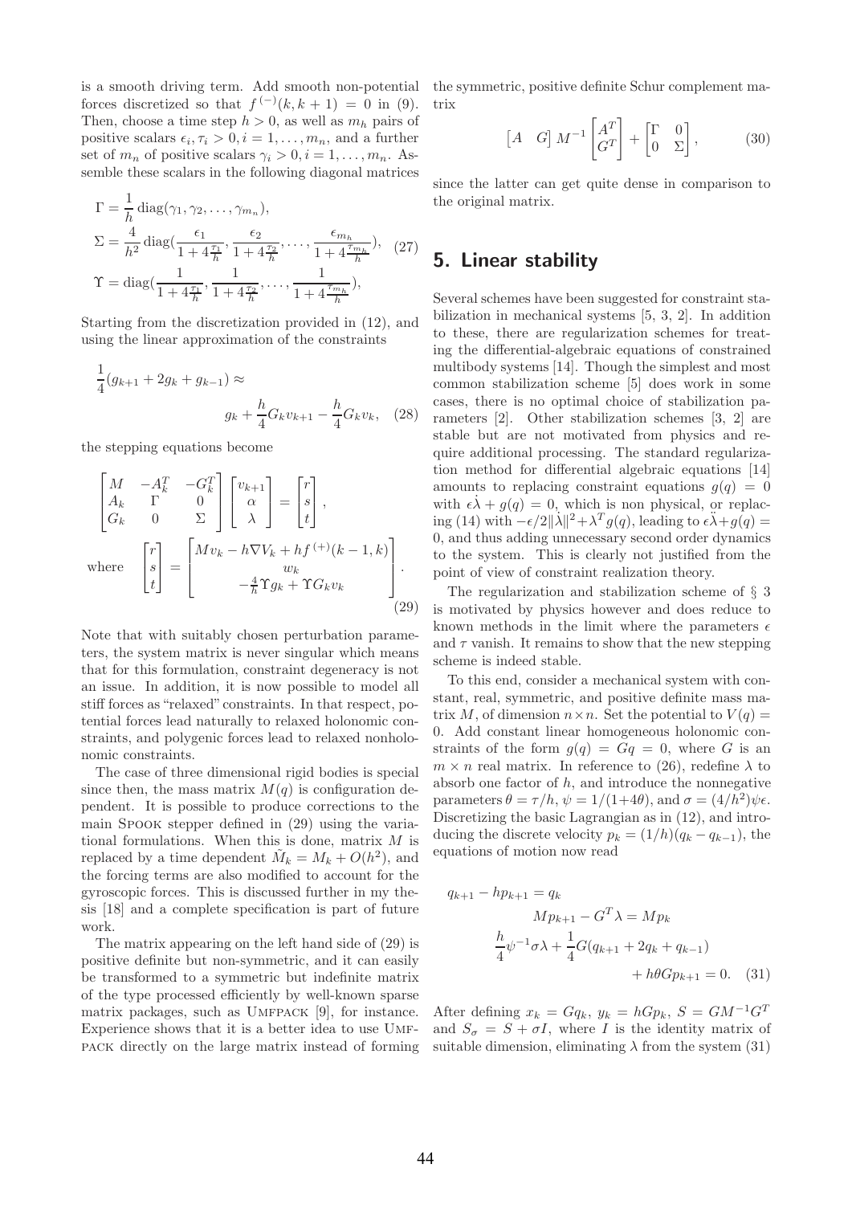is a smooth driving term. Add smooth non-potential forces discretized so that $f^{(-)}(k, k+1) = 0$ in (9). Then, choose a time step $h > 0$, as well as $m_h$ pairs of positive scalars $\epsilon_i, \tau_i > 0, i = 1, \ldots, m_n$, and a further set of $m_n$ of positive scalars $\gamma_i > 0, i = 1, \ldots, m_n$. Assemble these scalars in the following diagonal matrices

$$
\begin{aligned}
\Gamma &= \frac{1}{h}\operatorname{diag}(\gamma_1, \gamma_2, \ldots, \gamma_{m_n}),\\
\Sigma &= \frac{4}{h^2}\operatorname{diag}\Big(\frac{\epsilon_1}{1+4\frac{\tau_1}{h}}, \frac{\epsilon_2}{1+4\frac{\tau_2}{h}}, \ldots, \frac{\epsilon_{m_h}}{1+4\frac{\tau_{m_h}}{h}}\Big), \quad (27)\\
\Upsilon &= \operatorname{diag}\Big(\frac{1}{1+4\frac{\tau_1}{h}}, \frac{1}{1+4\frac{\tau_2}{h}}, \ldots, \frac{1}{1+4\frac{\tau_{m_h}}{h}}\Big),
\end{aligned}
$$

Starting from the discretization provided in (12), and using the linear approximation of the constraints

$$
\frac{1}{4}(g_{k+1} + 2g_k + g_{k-1}) \approx g_k + \frac{h}{4}G_k v_{k+1} - \frac{h}{4}G_k v_k, \quad (28)
$$

the stepping equations become

$$
\begin{bmatrix} M & -A_k^T & -G_k^T \\ A_k & \Gamma & 0 \\ G_k & 0 & \Sigma \end{bmatrix}
\begin{bmatrix} v_{k+1} \\ \alpha \\ \lambda \end{bmatrix}
=
\begin{bmatrix} r \\ s \\ t \end{bmatrix},
$$

$$
\text{where} \quad \begin{bmatrix} r \\ s \\ t \end{bmatrix} = \begin{bmatrix} Mv_k - h\nabla V_k + hf^{(+)}(k-1,k) \\ w_k \\ -\frac{4}{h}\Upsilon g_k + \Upsilon G_k v_k \end{bmatrix}. \quad (29)
$$

Note that with suitably chosen perturbation parameters, the system matrix is never singular which means that for this formulation, constraint degeneracy is not an issue. In addition, it is now possible to model all stiff forces as "relaxed" constraints. In that respect, potential forces lead naturally to relaxed holonomic constraints, and polygenic forces lead to relaxed nonholonomic constraints.

The case of three dimensional rigid bodies is special since then, the mass matrix $M(q)$ is configuration dependent. It is possible to produce corrections to the main SPOOK stepper defined in (29) using the variational formulations. When this is done, matrix $M$ is replaced by a time dependent $\tilde{M}_k = M_k + O(h^2)$, and the forcing terms are also modified to account for the gyroscopic forces. This is discussed further in my thesis [18] and a complete specification is part of future work.

The matrix appearing on the left hand side of (29) is positive definite but non-symmetric, and it can easily be transformed to a symmetric but indefinite matrix of the type processed efficiently by well-known sparse matrix packages, such as UMFPACK [9], for instance. Experience shows that it is a better idea to use UMFPACK directly on the large matrix instead of forming the symmetric, positive definite Schur complement matrix

$$
\begin{bmatrix} A & G \end{bmatrix} M^{-1} \begin{bmatrix} A^T \\ G^T \end{bmatrix} + \begin{bmatrix} \Gamma & 0 \\ 0 & \Sigma \end{bmatrix}, \quad (30)
$$

since the latter can get quite dense in comparison to the original matrix.

## 5. Linear stability

Several schemes have been suggested for constraint stabilization in mechanical systems [5, 3, 2]. In addition to these, there are regularization schemes for treating the differential-algebraic equations of constrained multibody systems [14]. Though the simplest and most common stabilization scheme [5] does work in some cases, there is no optimal choice of stabilization parameters [2]. Other stabilization schemes [3, 2] are stable but are not motivated from physics and require additional processing. The standard regularization method for differential algebraic equations [14] amounts to replacing constraint equations $g(q) = 0$ with $\epsilon\dot{\lambda} + g(q) = 0$, which is non physical, or replacing (14) with $-\epsilon/2\|\dot{\lambda}\|^2 + \lambda^T g(q)$, leading to $\epsilon\ddot{\lambda} + g(q) = 0$, and thus adding unnecessary second order dynamics to the system. This is clearly not justified from the point of view of constraint realization theory.

The regularization and stabilization scheme of § 3 is motivated by physics however and does reduce to known methods in the limit where the parameters $\epsilon$ and $\tau$ vanish. It remains to show that the new stepping scheme is indeed stable.

To this end, consider a mechanical system with constant, real, symmetric, and positive definite mass matrix $M$, of dimension $n \times n$. Set the potential to $V(q) = 0$. Add constant linear homogeneous holonomic constraints of the form $g(q) = Gq = 0$, where $G$ is an $m \times n$ real matrix. In reference to (26), redefine $\lambda$ to absorb one factor of $h$, and introduce the nonnegative parameters $\theta = \tau/h$, $\psi = 1/(1+4\theta)$, and $\sigma = (4/h^2)\psi\epsilon$. Discretizing the basic Lagrangian as in (12), and introducing the discrete velocity $p_k = (1/h)(q_k - q_{k-1})$, the equations of motion now read

$$
\begin{aligned}
q_{k+1} - hp_{k+1} &= q_k \\
Mp_{k+1} - G^T\lambda &= Mp_k \\
\frac{h}{4}\psi^{-1}\sigma\lambda + \frac{1}{4}G(q_{k+1} + 2q_k + q_{k-1}) & \\
+ h\theta Gp_{k+1} &= 0. \quad (31)
\end{aligned}
$$

After defining $x_k = Gq_k$, $y_k = hGp_k$, $S = GM^{-1}G^T$ and $S_\sigma = S + \sigma I$, where $I$ is the identity matrix of suitable dimension, eliminating $\lambda$ from the system (31)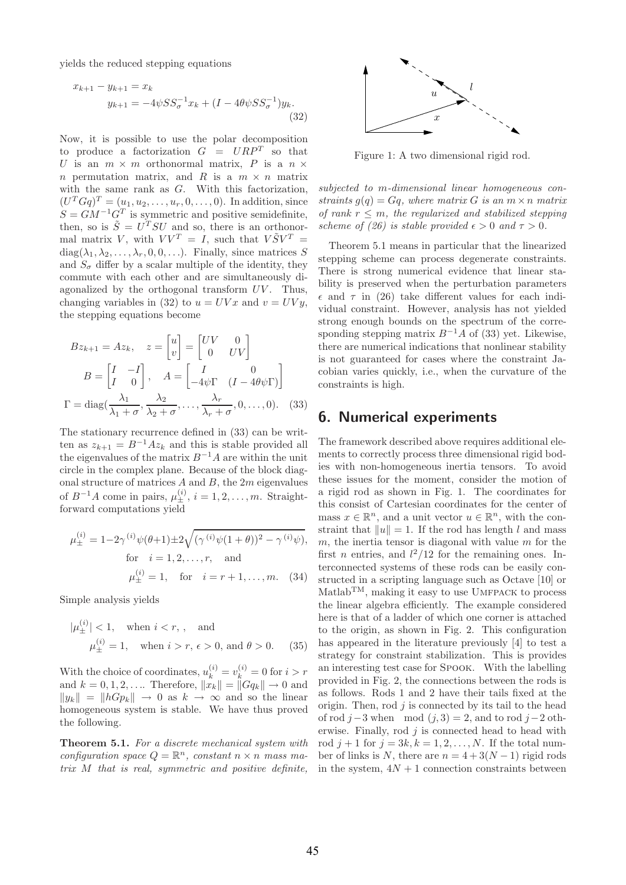yields the reduced stepping equations

$$
\begin{aligned}
x_{k+1} - y_{k+1} &= x_k \\
y_{k+1} &= -4\psi S S_\sigma^{-1} x_k + (I - 4\theta\psi S S_\sigma^{-1}) y_k.
\end{aligned} \tag{32}
$$

Now, it is possible to use the polar decomposition to produce a factorization $G = URP^T$ so that $U$ is an $m \times m$ orthonormal matrix, $P$ is a $n \times n$ permutation matrix, and $R$ is a $m \times n$ matrix with the same rank as $G$. With this factorization, $(U^T G q)^T = (u_1, u_2, \ldots, u_r, 0, \ldots, 0)$. In addition, since $S = GM^{-1}G^T$ is symmetric and positive semidefinite, then, so is $\tilde{S} = U^T S U$ and so, there is an orthonormal matrix $V$, with $VV^T = I$, such that $V\tilde{S}V^T = \mathrm{diag}(\lambda_1, \lambda_2, \ldots, \lambda_r, 0, 0, \ldots)$. Finally, since matrices $S$ and $S_\sigma$ differ by a scalar multiple of the identity, they commute with each other and are simultaneously diagonalized by the orthogonal transform $UV$. Thus, changing variables in (32) to $u = UVx$ and $v = UVy$, the stepping equations become

$$
\begin{aligned}
B z_{k+1} &= A z_k, \quad z = \begin{bmatrix} u \\ v \end{bmatrix} = \begin{bmatrix} UV & 0 \\ 0 & UV \end{bmatrix} \\
B &= \begin{bmatrix} I & -I \\ I & 0 \end{bmatrix}, \quad A = \begin{bmatrix} I & 0 \\ -4\psi\Gamma & (I - 4\theta\psi\Gamma) \end{bmatrix} \\
\Gamma &= \mathrm{diag}\Big(\frac{\lambda_1}{\lambda_1 + \sigma}, \frac{\lambda_2}{\lambda_2 + \sigma}, \ldots, \frac{\lambda_r}{\lambda_r + \sigma}, 0, \ldots, 0\Big).
\end{aligned} \tag{33}
$$

The stationary recurrence defined in (33) can be written as $z_{k+1} = B^{-1} A z_k$ and this is stable provided all the eigenvalues of the matrix $B^{-1}A$ are within the unit circle in the complex plane. Because of the block diagonal structure of matrices $A$ and $B$, the $2m$ eigenvalues of $B^{-1}A$ come in pairs, $\mu_\pm^{(i)}$, $i = 1, 2, \ldots, m$. Straightforward computations yield

$$
\begin{aligned}
\mu_\pm^{(i)} &= 1 - 2\gamma^{(i)}\psi(\theta+1) \pm 2\sqrt{(\gamma^{(i)}\psi(1+\theta))^2 - \gamma^{(i)}\psi}, \\
&\quad \text{for} \quad i = 1, 2, \ldots, r, \quad \text{and} \\
\mu_\pm^{(i)} &= 1, \quad \text{for} \quad i = r+1, \ldots, m.
\end{aligned} \tag{34}
$$

Simple analysis yields

$$
\begin{aligned}
|\mu_\pm^{(i)}| &< 1, \quad \text{when } i < r, \ , \quad \text{and} \\
\mu_\pm^{(i)} &= 1, \quad \text{when } i > r, \ \epsilon > 0, \text{ and } \theta > 0.
\end{aligned} \tag{35}
$$

With the choice of coordinates, $u_k^{(i)} = v_k^{(i)} = 0$ for $i > r$ and $k = 0, 1, 2, \ldots$. Therefore, $\|x_k\| = \|Gq_k\| \to 0$ and $\|y_k\| = \|hGp_k\| \to 0$ as $k \to \infty$ and so the linear homogeneous system is stable. We have thus proved the following.

**Theorem 5.1.** *For a discrete mechanical system with configuration space $Q = \mathbb{R}^n$, constant $n \times n$ mass matrix $M$ that is real, symmetric and positive definite, subjected to $m$-dimensional linear homogeneous constraints $g(q) = Gq$, where matrix $G$ is an $m \times n$ matrix of rank $r \leq m$, the regularized and stabilized stepping scheme of (26) is stable provided $\epsilon > 0$ and $\tau > 0$.*

Theorem 5.1 means in particular that the linearized stepping scheme can process degenerate constraints. There is strong numerical evidence that linear stability is preserved when the perturbation parameters $\epsilon$ and $\tau$ in (26) take different values for each individual constraint. However, analysis has not yielded strong enough bounds on the spectrum of the corresponding stepping matrix $B^{-1}A$ of (33) yet. Likewise, there are numerical indications that nonlinear stability is not guaranteed for cases where the constraint Jacobian varies quickly, i.e., when the curvature of the constraints is high.

Figure 1: A two dimensional rigid rod.

## 6. Numerical experiments

The framework described above requires additional elements to correctly process three dimensional rigid bodies with non-homogeneous inertia tensors. To avoid these issues for the moment, consider the motion of a rigid rod as shown in Fig. 1. The coordinates for this consist of Cartesian coordinates for the center of mass $x \in \mathbb{R}^n$, and a unit vector $u \in \mathbb{R}^n$, with the constraint that $\|u\| = 1$. If the rod has length $l$ and mass $m$, the inertia tensor is diagonal with value $m$ for the first $n$ entries, and $l^2/12$ for the remaining ones. Interconnected systems of these rods can be easily constructed in a scripting language such as Octave [10] or Matlab™, making it easy to use Umfpack to process the linear algebra efficiently. The example considered here is that of a ladder of which one corner is attached to the origin, as shown in Fig. 2. This configuration has appeared in the literature previously [4] to test a strategy for constraint stabilization. This is provides an interesting test case for Spook. With the labelling provided in Fig. 2, the connections between the rods is as follows. Rods 1 and 2 have their tails fixed at the origin. Then, rod $j$ is connected by its tail to the head of rod $j-3$ when $\mod(j, 3) = 2$, and to rod $j-2$ otherwise. Finally, rod $j$ is connected head to head with rod $j+1$ for $j = 3k, k = 1, 2, \ldots, N$. If the total number of links is $N$, there are $n = 4 + 3(N-1)$ rigid rods in the system, $4N + 1$ connection constraints between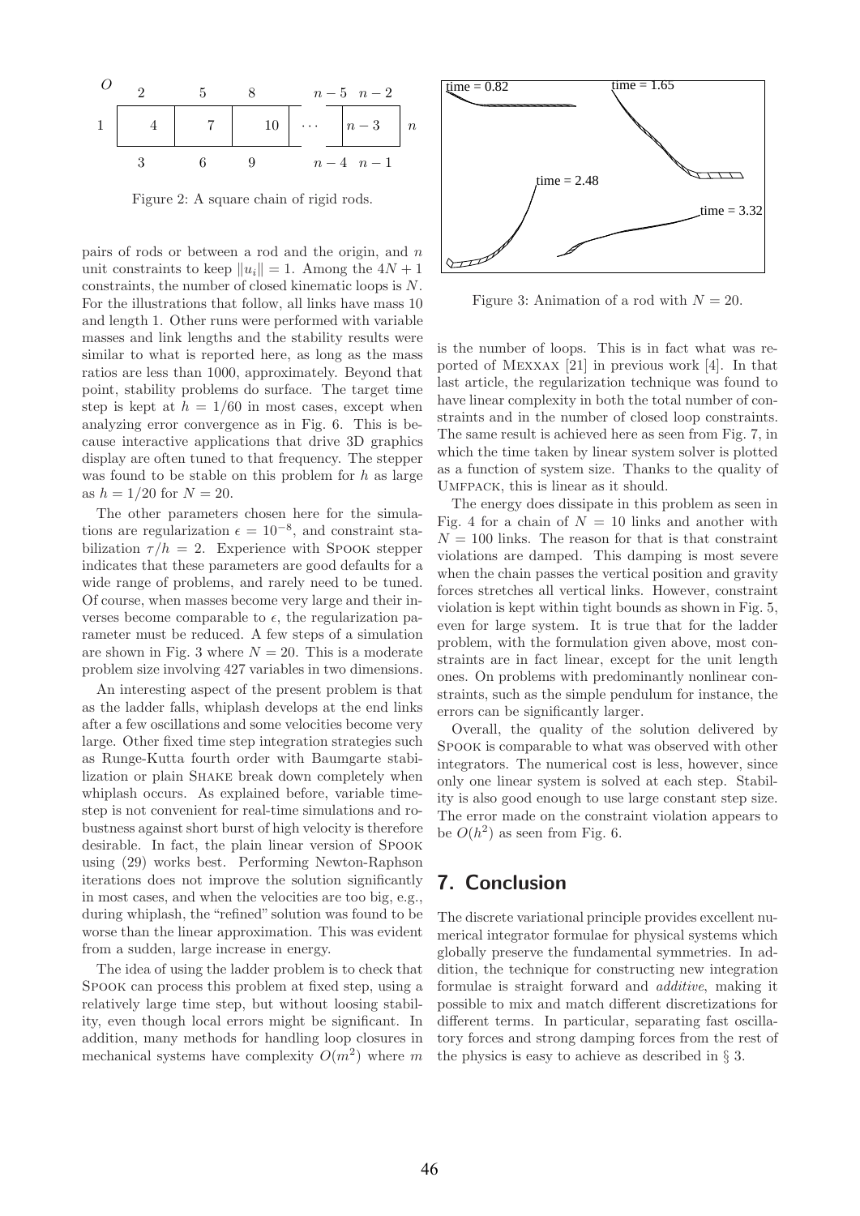Figure 2: A square chain of rigid rods.

pairs of rods or between a rod and the origin, and $n$ unit constraints to keep $\|u_i\| = 1$. Among the $4N + 1$ constraints, the number of closed kinematic loops is $N$. For the illustrations that follow, all links have mass 10 and length 1. Other runs were performed with variable masses and link lengths and the stability results were similar to what is reported here, as long as the mass ratios are less than 1000, approximately. Beyond that point, stability problems do surface. The target time step is kept at $h = 1/60$ in most cases, except when analyzing error convergence as in Fig. 6. This is because interactive applications that drive 3D graphics display are often tuned to that frequency. The stepper was found to be stable on this problem for $h$ as large as $h = 1/20$ for $N = 20$.

The other parameters chosen here for the simulations are regularization $\epsilon = 10^{-8}$, and constraint stabilization $\tau/h = 2$. Experience with SPOOK stepper indicates that these parameters are good defaults for a wide range of problems, and rarely need to be tuned. Of course, when masses become very large and their inverses become comparable to $\epsilon$, the regularization parameter must be reduced. A few steps of a simulation are shown in Fig. 3 where $N = 20$. This is a moderate problem size involving 427 variables in two dimensions.

An interesting aspect of the present problem is that as the ladder falls, whiplash develops at the end links after a few oscillations and some velocities become very large. Other fixed time step integration strategies such as Runge-Kutta fourth order with Baumgarte stabilization or plain SHAKE break down completely when whiplash occurs. As explained before, variable timestep is not convenient for real-time simulations and robustness against short burst of high velocity is therefore desirable. In fact, the plain linear version of SPOOK using (29) works best. Performing Newton-Raphson iterations does not improve the solution significantly in most cases, and when the velocities are too big, e.g., during whiplash, the "refined" solution was found to be worse than the linear approximation. This was evident from a sudden, large increase in energy.

The idea of using the ladder problem is to check that SPOOK can process this problem at fixed step, using a relatively large time step, but without loosing stability, even though local errors might be significant. In addition, many methods for handling loop closures in mechanical systems have complexity $O(m^2)$ where $m$ is the number of loops. This is in fact what was reported of MEXXAX [21] in previous work [4]. In that last article, the regularization technique was found to have linear complexity in both the total number of constraints and in the number of closed loop constraints. The same result is achieved here as seen from Fig. 7, in which the time taken by linear system solver is plotted as a function of system size. Thanks to the quality of UMFPACK, this is linear as it should.

Figure 3: Animation of a rod with $N = 20$.

The energy does dissipate in this problem as seen in Fig. 4 for a chain of $N = 10$ links and another with $N = 100$ links. The reason for that is that constraint violations are damped. This damping is most severe when the chain passes the vertical position and gravity forces stretches all vertical links. However, constraint violation is kept within tight bounds as shown in Fig. 5, even for large system. It is true that for the ladder problem, with the formulation given above, most constraints are in fact linear, except for the unit length ones. On problems with predominantly nonlinear constraints, such as the simple pendulum for instance, the errors can be significantly larger.

Overall, the quality of the solution delivered by SPOOK is comparable to what was observed with other integrators. The numerical cost is less, however, since only one linear system is solved at each step. Stability is also good enough to use large constant step size. The error made on the constraint violation appears to be $O(h^2)$ as seen from Fig. 6.

## 7. Conclusion

The discrete variational principle provides excellent numerical integrator formulae for physical systems which globally preserve the fundamental symmetries. In addition, the technique for constructing new integration formulae is straight forward and *additive*, making it possible to mix and match different discretizations for different terms. In particular, separating fast oscillatory forces and strong damping forces from the rest of the physics is easy to achieve as described in § 3.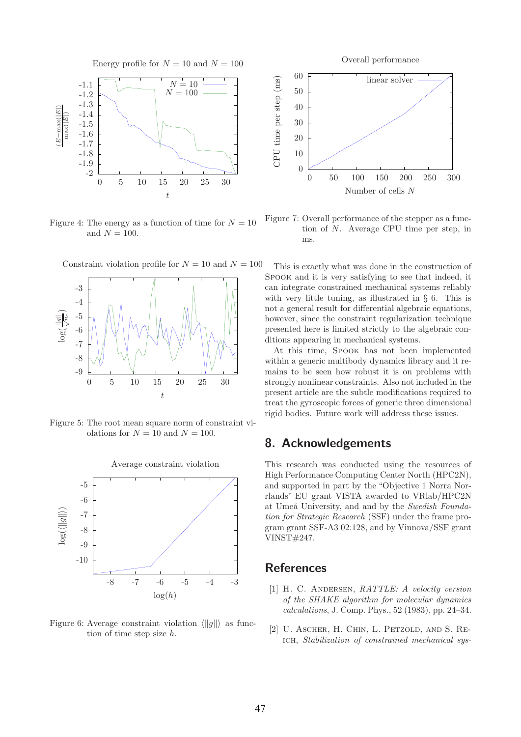Figure 4: The energy as a function of time for $N = 10$ and $N = 100$.

Figure 5: The root mean square norm of constraint violations for $N = 10$ and $N = 100$.

Figure 6: Average constraint violation $\langle \|g\| \rangle$ as function of time step size $h$.

Figure 7: Overall performance of the stepper as a function of $N$. Average CPU time per step, in ms.

This is exactly what was done in the construction of SPOOK and it is very satisfying to see that indeed, it can integrate constrained mechanical systems reliably with very little tuning, as illustrated in § 6. This is not a general result for differential algebraic equations, however, since the constraint regularization technique presented here is limited strictly to the algebraic conditions appearing in mechanical systems.

At this time, SPOOK has not been implemented within a generic multibody dynamics library and it remains to be seen how robust it is on problems with strongly nonlinear constraints. Also not included in the present article are the subtle modifications required to treat the gyroscopic forces of generic three dimensional rigid bodies. Future work will address these issues.

## 8. Acknowledgements

This research was conducted using the resources of High Performance Computing Center North (HPC2N), and supported in part by the "Objective 1 Norra Norrlands" EU grant VISTA awarded to VRlab/HPC2N at Umeå University, and and by the *Swedish Foundation for Strategic Research* (SSF) under the frame program grant SSF-A3 02:128, and by Vinnova/SSF grant VINST#247.

## References

[1] H. C. ANDERSEN, *RATTLE: A velocity version of the SHAKE algorithm for molecular dynamics calculations*, J. Comp. Phys., 52 (1983), pp. 24–34.

[2] U. ASCHER, H. CHIN, L. PETZOLD, AND S. REICH, *Stabilization of constrained mechanical sys-*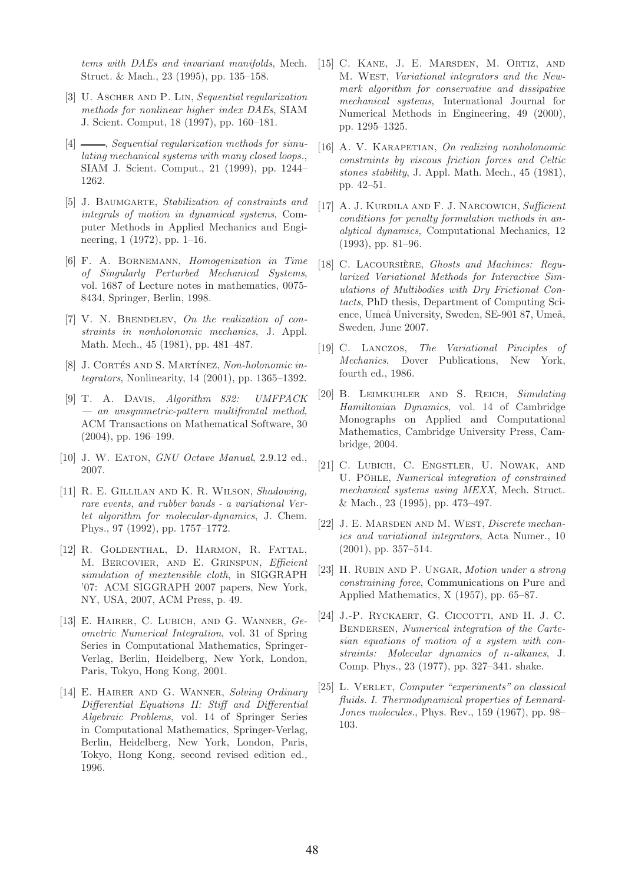*tems with DAEs and invariant manifolds*, Mech. Struct. & Mach., 23 (1995), pp. 135–158.

[3] U. Ascher and P. Lin, *Sequential regularization methods for nonlinear higher index DAEs*, SIAM J. Scient. Comput, 18 (1997), pp. 160–181.

[4] ———, *Sequential regularization methods for simulating mechanical systems with many closed loops.*, SIAM J. Scient. Comput., 21 (1999), pp. 1244–1262.

[5] J. Baumgarte, *Stabilization of constraints and integrals of motion in dynamical systems*, Computer Methods in Applied Mechanics and Engineering, 1 (1972), pp. 1–16.

[6] F. A. Bornemann, *Homogenization in Time of Singularly Perturbed Mechanical Systems*, vol. 1687 of Lecture notes in mathematics, 0075-8434, Springer, Berlin, 1998.

[7] V. N. Brendelev, *On the realization of constraints in nonholonomic mechanics*, J. Appl. Math. Mech., 45 (1981), pp. 481–487.

[8] J. Cortés and S. Martínez, *Non-holonomic integrators*, Nonlinearity, 14 (2001), pp. 1365–1392.

[9] T. A. Davis, *Algorithm 832: UMFPACK — an unsymmetric-pattern multifrontal method*, ACM Transactions on Mathematical Software, 30 (2004), pp. 196–199.

[10] J. W. Eaton, *GNU Octave Manual*, 2.9.12 ed., 2007.

[11] R. E. Gillilan and K. R. Wilson, *Shadowing, rare events, and rubber bands - a variational Verlet algorithm for molecular-dynamics*, J. Chem. Phys., 97 (1992), pp. 1757–1772.

[12] R. Goldenthal, D. Harmon, R. Fattal, M. Bercovier, and E. Grinspun, *Efficient simulation of inextensible cloth*, in SIGGRAPH '07: ACM SIGGRAPH 2007 papers, New York, NY, USA, 2007, ACM Press, p. 49.

[13] E. Hairer, C. Lubich, and G. Wanner, *Geometric Numerical Integration*, vol. 31 of Spring Series in Computational Mathematics, Springer-Verlag, Berlin, Heidelberg, New York, London, Paris, Tokyo, Hong Kong, 2001.

[14] E. Hairer and G. Wanner, *Solving Ordinary Differential Equations II: Stiff and Differential Algebraic Problems*, vol. 14 of Springer Series in Computational Mathematics, Springer-Verlag, Berlin, Heidelberg, New York, London, Paris, Tokyo, Hong Kong, second revised edition ed., 1996.

[15] C. Kane, J. E. Marsden, M. Ortiz, and M. West, *Variational integrators and the Newmark algorithm for conservative and dissipative mechanical systems*, International Journal for Numerical Methods in Engineering, 49 (2000), pp. 1295–1325.

[16] A. V. Karapetian, *On realizing nonholonomic constraints by viscous friction forces and Celtic stones stability*, J. Appl. Math. Mech., 45 (1981), pp. 42–51.

[17] A. J. Kurdila and F. J. Narcowich, *Sufficient conditions for penalty formulation methods in analytical dynamics*, Computational Mechanics, 12 (1993), pp. 81–96.

[18] C. Lacoursière, *Ghosts and Machines: Regularized Variational Methods for Interactive Simulations of Multibodies with Dry Frictional Contacts*, PhD thesis, Department of Computing Science, Umeå University, Sweden, SE-901 87, Umeå, Sweden, June 2007.

[19] C. Lanczos, *The Variational Principles of Mechanics*, Dover Publications, New York, fourth ed., 1986.

[20] B. Leimkuhler and S. Reich, *Simulating Hamiltonian Dynamics*, vol. 14 of Cambridge Monographs on Applied and Computational Mathematics, Cambridge University Press, Cambridge, 2004.

[21] C. Lubich, C. Engstler, U. Nowak, and U. Pöhle, *Numerical integration of constrained mechanical systems using MEXX*, Mech. Struct. & Mach., 23 (1995), pp. 473–497.

[22] J. E. Marsden and M. West, *Discrete mechanics and variational integrators*, Acta Numer., 10 (2001), pp. 357–514.

[23] H. Rubin and P. Ungar, *Motion under a strong constraining force*, Communications on Pure and Applied Mathematics, X (1957), pp. 65–87.

[24] J.-P. Ryckaert, G. Ciccotti, and H. J. C. Bendersen, *Numerical integration of the Cartesian equations of motion of a system with constraints: Molecular dynamics of n-alkanes*, J. Comp. Phys., 23 (1977), pp. 327–341. shake.

[25] L. Verlet, *Computer "experiments" on classical fluids. I. Thermodynamical properties of Lennard-Jones molecules.*, Phys. Rev., 159 (1967), pp. 98–103.